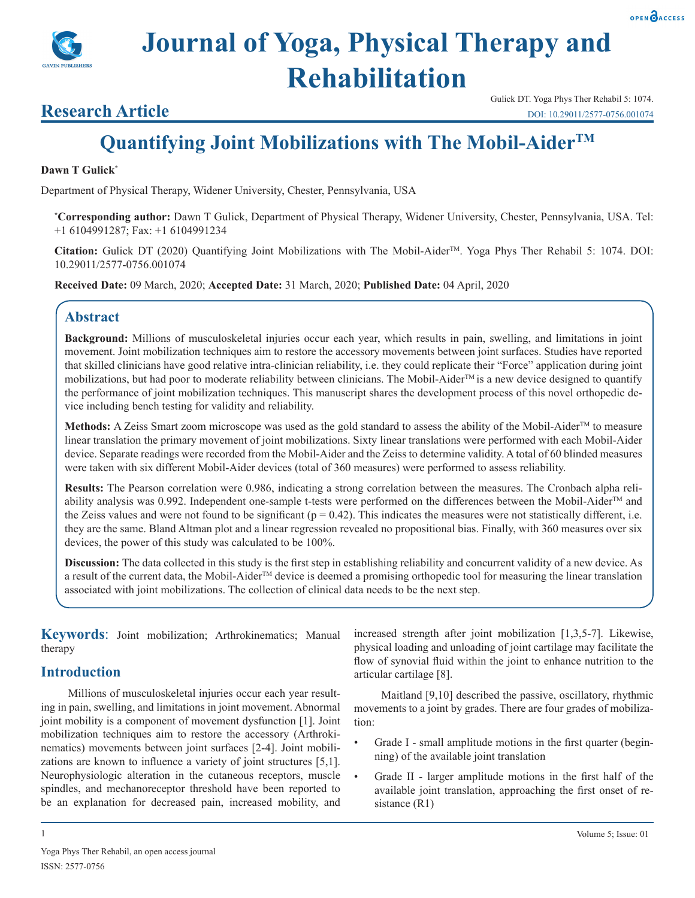# Journal of Yoga, Physical Therapy and Rehabilitation

**Research Article**

Gulick DT. Yoga Phys Ther Rehabil 5: 1074.
DOI: 10.29011/2577-0756.001074

## Quantifying Joint Mobilizations with The Mobil-Aider™

**Dawn T Gulick***

Department of Physical Therapy, Widener University, Chester, Pennsylvania, USA

***Corresponding author:** Dawn T Gulick, Department of Physical Therapy, Widener University, Chester, Pennsylvania, USA. Tel: +1 6104991287; Fax: +1 6104991234

**Citation:** Gulick DT (2020) Quantifying Joint Mobilizations with The Mobil-Aider™. Yoga Phys Ther Rehabil 5: 1074. DOI: 10.29011/2577-0756.001074

**Received Date:** 09 March, 2020; **Accepted Date:** 31 March, 2020; **Published Date:** 04 April, 2020

### Abstract

**Background:** Millions of musculoskeletal injuries occur each year, which results in pain, swelling, and limitations in joint movement. Joint mobilization techniques aim to restore the accessory movements between joint surfaces. Studies have reported that skilled clinicians have good relative intra-clinician reliability, i.e. they could replicate their "Force" application during joint mobilizations, but had poor to moderate reliability between clinicians. The Mobil-Aider™ is a new device designed to quantify the performance of joint mobilization techniques. This manuscript shares the development process of this novel orthopedic device including bench testing for validity and reliability.

**Methods:** A Zeiss Smart zoom microscope was used as the gold standard to assess the ability of the Mobil-Aider™ to measure linear translation the primary movement of joint mobilizations. Sixty linear translations were performed with each Mobil-Aider device. Separate readings were recorded from the Mobil-Aider and the Zeiss to determine validity. A total of 60 blinded measures were taken with six different Mobil-Aider devices (total of 360 measures) were performed to assess reliability.

**Results:** The Pearson correlation were 0.986, indicating a strong correlation between the measures. The Cronbach alpha reliability analysis was 0.992. Independent one-sample t-tests were performed on the differences between the Mobil-Aider™ and the Zeiss values and were not found to be significant ($p = 0.42$). This indicates the measures were not statistically different, i.e. they are the same. Bland Altman plot and a linear regression revealed no propositional bias. Finally, with 360 measures over six devices, the power of this study was calculated to be 100%.

**Discussion:** The data collected in this study is the first step in establishing reliability and concurrent validity of a new device. As a result of the current data, the Mobil-Aider™ device is deemed a promising orthopedic tool for measuring the linear translation associated with joint mobilizations. The collection of clinical data needs to be the next step.

**Keywords**: Joint mobilization; Arthrokinematics; Manual therapy

## Introduction

Millions of musculoskeletal injuries occur each year resulting in pain, swelling, and limitations in joint movement. Abnormal joint mobility is a component of movement dysfunction [1]. Joint mobilization techniques aim to restore the accessory (Arthrokinematics) movements between joint surfaces [2-4]. Joint mobilizations are known to influence a variety of joint structures [5,1]. Neurophysiologic alteration in the cutaneous receptors, muscle spindles, and mechanoreceptor threshold have been reported to be an explanation for decreased pain, increased mobility, and increased strength after joint mobilization [1,3,5-7]. Likewise, physical loading and unloading of joint cartilage may facilitate the flow of synovial fluid within the joint to enhance nutrition to the articular cartilage [8].

Maitland [9,10] described the passive, oscillatory, rhythmic movements to a joint by grades. There are four grades of mobilization:

- Grade I - small amplitude motions in the first quarter (beginning) of the available joint translation
- Grade II - larger amplitude motions in the first half of the available joint translation, approaching the first onset of resistance (R1)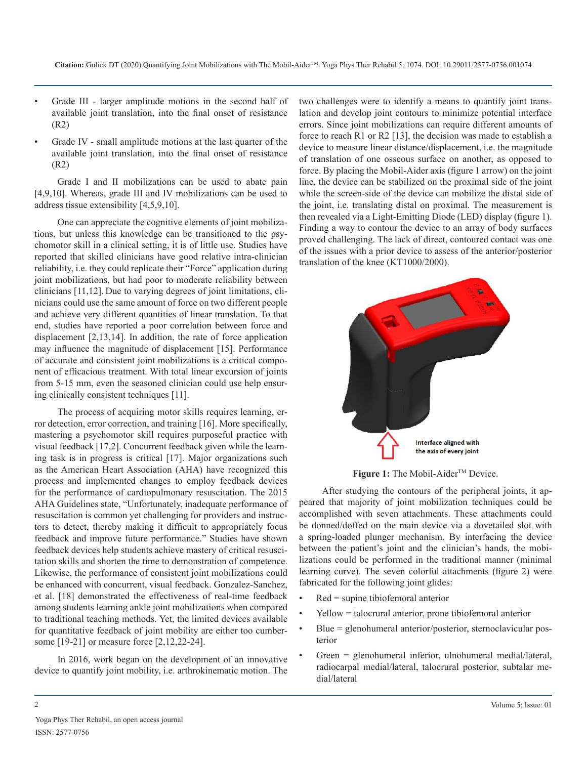- Grade III - larger amplitude motions in the second half of available joint translation, into the final onset of resistance (R2)
- Grade IV - small amplitude motions at the last quarter of the available joint translation, into the final onset of resistance (R2)

Grade I and II mobilizations can be used to abate pain [4,9,10]. Whereas, grade III and IV mobilizations can be used to address tissue extensibility [4,5,9,10].

One can appreciate the cognitive elements of joint mobilizations, but unless this knowledge can be transitioned to the psychomotor skill in a clinical setting, it is of little use. Studies have reported that skilled clinicians have good relative intra-clinician reliability, i.e. they could replicate their "Force" application during joint mobilizations, but had poor to moderate reliability between clinicians [11,12]. Due to varying degrees of joint limitations, clinicians could use the same amount of force on two different people and achieve very different quantities of linear translation. To that end, studies have reported a poor correlation between force and displacement [2,13,14]. In addition, the rate of force application may influence the magnitude of displacement [15]. Performance of accurate and consistent joint mobilizations is a critical component of efficacious treatment. With total linear excursion of joints from 5-15 mm, even the seasoned clinician could use help ensuring clinically consistent techniques [11].

The process of acquiring motor skills requires learning, error detection, error correction, and training [16]. More specifically, mastering a psychomotor skill requires purposeful practice with visual feedback [17,2]. Concurrent feedback given while the learning task is in progress is critical [17]. Major organizations such as the American Heart Association (AHA) have recognized this process and implemented changes to employ feedback devices for the performance of cardiopulmonary resuscitation. The 2015 AHA Guidelines state, "Unfortunately, inadequate performance of resuscitation is common yet challenging for providers and instructors to detect, thereby making it difficult to appropriately focus feedback and improve future performance." Studies have shown feedback devices help students achieve mastery of critical resuscitation skills and shorten the time to demonstration of competence. Likewise, the performance of consistent joint mobilizations could be enhanced with concurrent, visual feedback. Gonzalez-Sanchez, et al. [18] demonstrated the effectiveness of real-time feedback among students learning ankle joint mobilizations when compared to traditional teaching methods. Yet, the limited devices available for quantitative feedback of joint mobility are either too cumbersome [19-21] or measure force [2,12,22-24].

In 2016, work began on the development of an innovative device to quantify joint mobility, i.e. arthrokinematic motion. The two challenges were to identify a means to quantify joint translation and develop joint contours to minimize potential interface errors. Since joint mobilizations can require different amounts of force to reach R1 or R2 [13], the decision was made to establish a device to measure linear distance/displacement, i.e. the magnitude of translation of one osseous surface on another, as opposed to force. By placing the Mobil-Aider axis (figure 1 arrow) on the joint line, the device can be stabilized on the proximal side of the joint while the screen-side of the device can mobilize the distal side of the joint, i.e. translating distal on proximal. The measurement is then revealed via a Light-Emitting Diode (LED) display (figure 1). Finding a way to contour the device to an array of body surfaces proved challenging. The lack of direct, contoured contact was one of the issues with a prior device to assess of the anterior/posterior translation of the knee (KT1000/2000).

Interface aligned with the axis of every joint

**Figure 1:** The Mobil-Aider™ Device.

After studying the contours of the peripheral joints, it appeared that majority of joint mobilization techniques could be accomplished with seven attachments. These attachments could be donned/doffed on the main device via a dovetailed slot with a spring-loaded plunger mechanism. By interfacing the device between the patient's joint and the clinician's hands, the mobilizations could be performed in the traditional manner (minimal learning curve). The seven colorful attachments (figure 2) were fabricated for the following joint glides:

- Red = supine tibiofemoral anterior
- Yellow = talocrural anterior, prone tibiofemoral anterior
- Blue = glenohumeral anterior/posterior, sternoclavicular posterior
- Green = glenohumeral inferior, ulnohumeral medial/lateral, radiocarpal medial/lateral, talocrural posterior, subtalar medial/lateral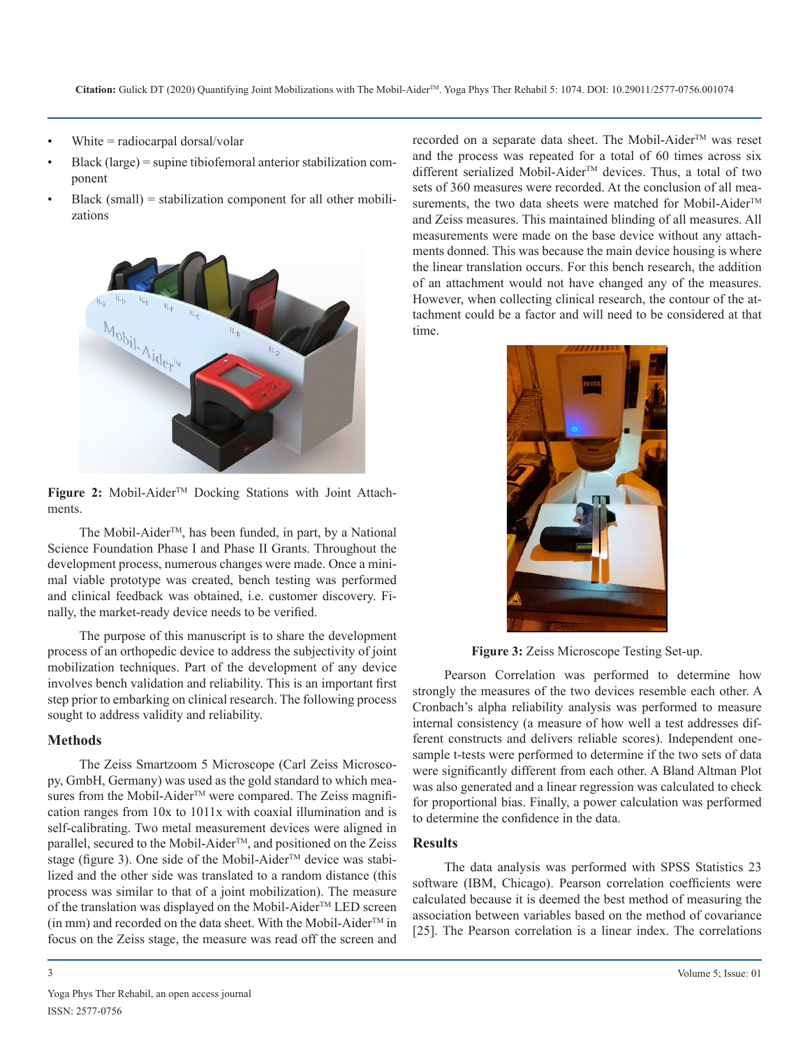- White = radiocarpal dorsal/volar
- Black (large) = supine tibiofemoral anterior stabilization component
- Black (small) = stabilization component for all other mobilizations

**Figure 2:** Mobil-Aider™ Docking Stations with Joint Attachments.

The Mobil-Aider™, has been funded, in part, by a National Science Foundation Phase I and Phase II Grants. Throughout the development process, numerous changes were made. Once a minimal viable prototype was created, bench testing was performed and clinical feedback was obtained, i.e. customer discovery. Finally, the market-ready device needs to be verified.

The purpose of this manuscript is to share the development process of an orthopedic device to address the subjectivity of joint mobilization techniques. Part of the development of any device involves bench validation and reliability. This is an important first step prior to embarking on clinical research. The following process sought to address validity and reliability.

## Methods

The Zeiss Smartzoom 5 Microscope (Carl Zeiss Microscopy, GmbH, Germany) was used as the gold standard to which measures from the Mobil-Aider™ were compared. The Zeiss magnification ranges from 10x to 1011x with coaxial illumination and is self-calibrating. Two metal measurement devices were aligned in parallel, secured to the Mobil-Aider™, and positioned on the Zeiss stage (figure 3). One side of the Mobil-Aider™ device was stabilized and the other side was translated to a random distance (this process was similar to that of a joint mobilization). The measure of the translation was displayed on the Mobil-Aider™ LED screen (in mm) and recorded on the data sheet. With the Mobil-Aider™ in focus on the Zeiss stage, the measure was read off the screen and recorded on a separate data sheet. The Mobil-Aider™ was reset and the process was repeated for a total of 60 times across six different serialized Mobil-Aider™ devices. Thus, a total of two sets of 360 measures were recorded. At the conclusion of all measurements, the two data sheets were matched for Mobil-Aider™ and Zeiss measures. This maintained blinding of all measures. All measurements were made on the base device without any attachments donned. This was because the main device housing is where the linear translation occurs. For this bench research, the addition of an attachment would not have changed any of the measures. However, when collecting clinical research, the contour of the attachment could be a factor and will need to be considered at that time.

**Figure 3:** Zeiss Microscope Testing Set-up.

Pearson Correlation was performed to determine how strongly the measures of the two devices resemble each other. A Cronbach's alpha reliability analysis was performed to measure internal consistency (a measure of how well a test addresses different constructs and delivers reliable scores). Independent one-sample t-tests were performed to determine if the two sets of data were significantly different from each other. A Bland Altman Plot was also generated and a linear regression was calculated to check for proportional bias. Finally, a power calculation was performed to determine the confidence in the data.

## Results

The data analysis was performed with SPSS Statistics 23 software (IBM, Chicago). Pearson correlation coefficients were calculated because it is deemed the best method of measuring the association between variables based on the method of covariance [25]. The Pearson correlation is a linear index. The correlations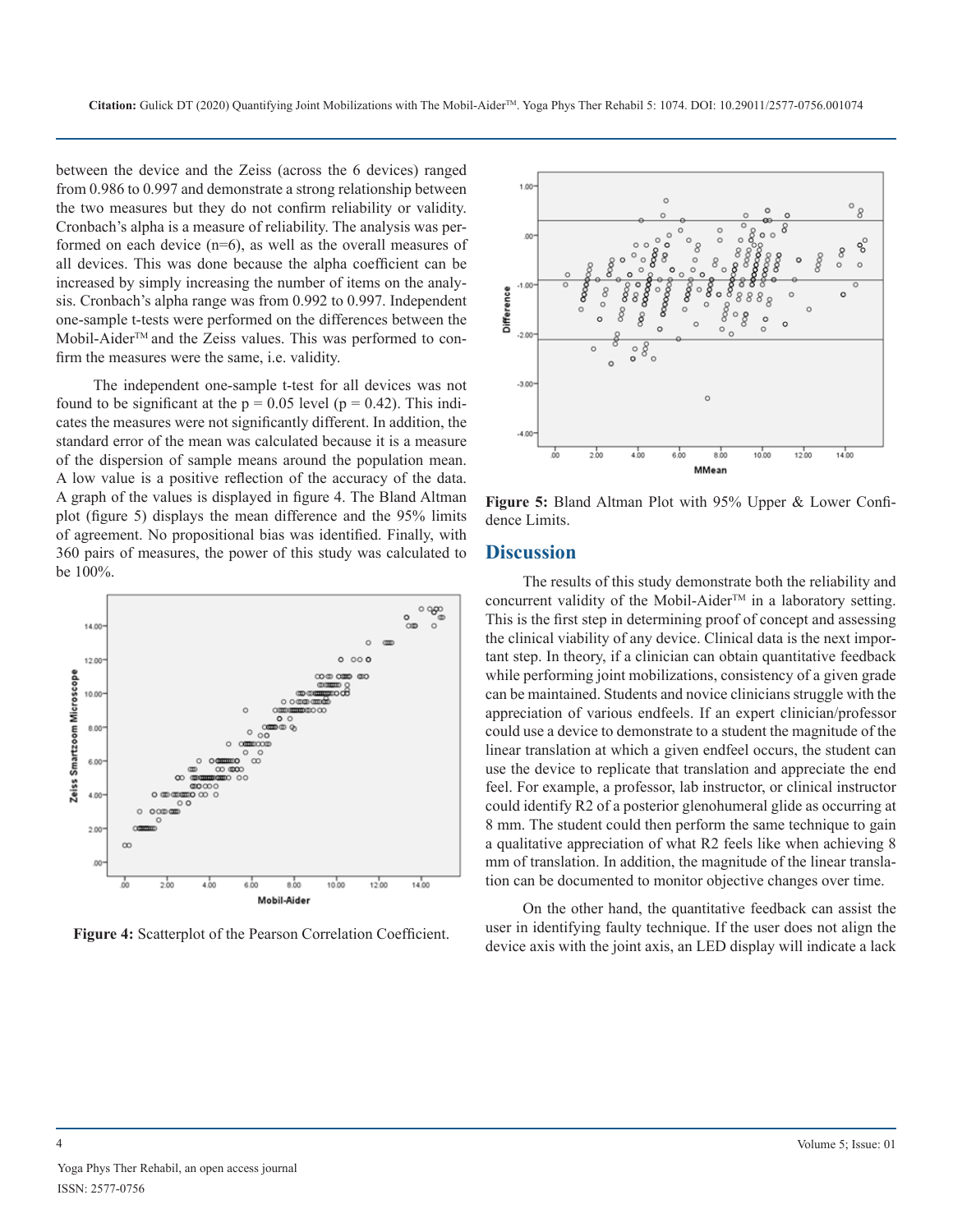between the device and the Zeiss (across the 6 devices) ranged from 0.986 to 0.997 and demonstrate a strong relationship between the two measures but they do not confirm reliability or validity. Cronbach's alpha is a measure of reliability. The analysis was performed on each device (n=6), as well as the overall measures of all devices. This was done because the alpha coefficient can be increased by simply increasing the number of items on the analysis. Cronbach's alpha range was from 0.992 to 0.997. Independent one-sample t-tests were performed on the differences between the Mobil-Aider™ and the Zeiss values. This was performed to confirm the measures were the same, i.e. validity.

The independent one-sample t-test for all devices was not found to be significant at the $p = 0.05$ level ($p = 0.42$). This indicates the measures were not significantly different. In addition, the standard error of the mean was calculated because it is a measure of the dispersion of sample means around the population mean. A low value is a positive reflection of the accuracy of the data. A graph of the values is displayed in figure 4. The Bland Altman plot (figure 5) displays the mean difference and the 95% limits of agreement. No propositional bias was identified. Finally, with 360 pairs of measures, the power of this study was calculated to be 100%.

**Figure 4:** Scatterplot of the Pearson Correlation Coefficient.

**Figure 5:** Bland Altman Plot with 95% Upper & Lower Confidence Limits.

## Discussion

The results of this study demonstrate both the reliability and concurrent validity of the Mobil-Aider™ in a laboratory setting. This is the first step in determining proof of concept and assessing the clinical viability of any device. Clinical data is the next important step. In theory, if a clinician can obtain quantitative feedback while performing joint mobilizations, consistency of a given grade can be maintained. Students and novice clinicians struggle with the appreciation of various endfeels. If an expert clinician/professor could use a device to demonstrate to a student the magnitude of the linear translation at which a given endfeel occurs, the student can use the device to replicate that translation and appreciate the end feel. For example, a professor, lab instructor, or clinical instructor could identify R2 of a posterior glenohumeral glide as occurring at 8 mm. The student could then perform the same technique to gain a qualitative appreciation of what R2 feels like when achieving 8 mm of translation. In addition, the magnitude of the linear translation can be documented to monitor objective changes over time.

On the other hand, the quantitative feedback can assist the user in identifying faulty technique. If the user does not align the device axis with the joint axis, an LED display will indicate a lack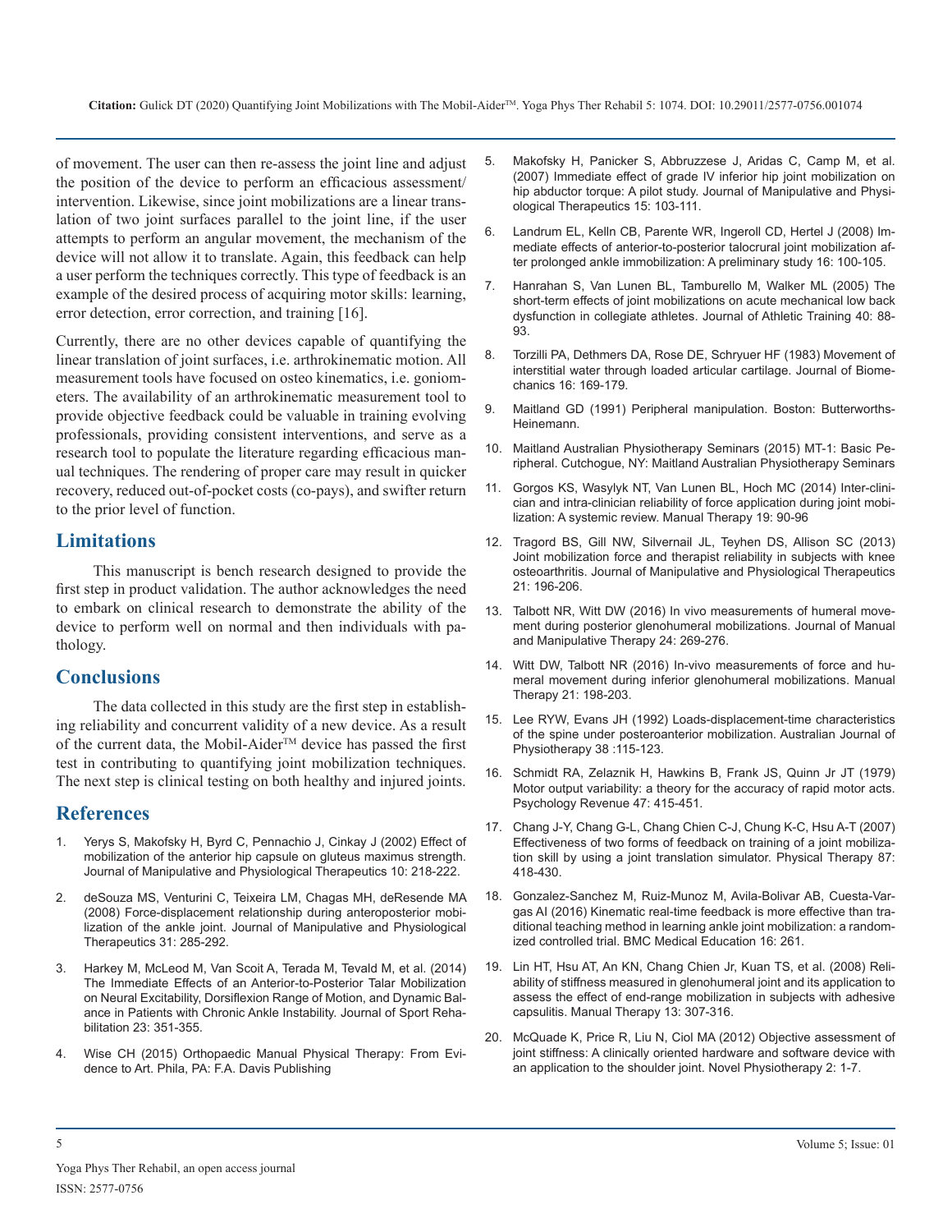of movement. The user can then re-assess the joint line and adjust the position of the device to perform an efficacious assessment/intervention. Likewise, since joint mobilizations are a linear translation of two joint surfaces parallel to the joint line, if the user attempts to perform an angular movement, the mechanism of the device will not allow it to translate. Again, this feedback can help a user perform the techniques correctly. This type of feedback is an example of the desired process of acquiring motor skills: learning, error detection, error correction, and training [16].

Currently, there are no other devices capable of quantifying the linear translation of joint surfaces, i.e. arthrokinematic motion. All measurement tools have focused on osteo kinematics, i.e. goniometers. The availability of an arthrokinematic measurement tool to provide objective feedback could be valuable in training evolving professionals, providing consistent interventions, and serve as a research tool to populate the literature regarding efficacious manual techniques. The rendering of proper care may result in quicker recovery, reduced out-of-pocket costs (co-pays), and swifter return to the prior level of function.

## Limitations

This manuscript is bench research designed to provide the first step in product validation. The author acknowledges the need to embark on clinical research to demonstrate the ability of the device to perform well on normal and then individuals with pathology.

## Conclusions

The data collected in this study are the first step in establishing reliability and concurrent validity of a new device. As a result of the current data, the Mobil-Aider™ device has passed the first test in contributing to quantifying joint mobilization techniques. The next step is clinical testing on both healthy and injured joints.

## References

1. Yerys S, Makofsky H, Byrd C, Pennachio J, Cinkay J (2002) Effect of mobilization of the anterior hip capsule on gluteus maximus strength. Journal of Manipulative and Physiological Therapeutics 10: 218-222.
2. deSouza MS, Venturini C, Teixeira LM, Chagas MH, deResende MA (2008) Force-displacement relationship during anteroposterior mobilization of the ankle joint. Journal of Manipulative and Physiological Therapeutics 31: 285-292.
3. Harkey M, McLeod M, Van Scoit A, Terada M, Tevald M, et al. (2014) The Immediate Effects of an Anterior-to-Posterior Talar Mobilization on Neural Excitability, Dorsiflexion Range of Motion, and Dynamic Balance in Patients with Chronic Ankle Instability. Journal of Sport Rehabilitation 23: 351-355.
4. Wise CH (2015) Orthopaedic Manual Physical Therapy: From Evidence to Art. Phila, PA: F.A. Davis Publishing
5. Makofsky H, Panicker S, Abbruzzese J, Aridas C, Camp M, et al. (2007) Immediate effect of grade IV inferior hip joint mobilization on hip abductor torque: A pilot study. Journal of Manipulative and Physiological Therapeutics 15: 103-111.
6. Landrum EL, Kelln CB, Parente WR, Ingeroll CD, Hertel J (2008) Immediate effects of anterior-to-posterior talocrural joint mobilization after prolonged ankle immobilization: A preliminary study 16: 100-105.
7. Hanrahan S, Van Lunen BL, Tamburello M, Walker ML (2005) The short-term effects of joint mobilizations on acute mechanical low back dysfunction in collegiate athletes. Journal of Athletic Training 40: 88-93.
8. Torzilli PA, Dethmers DA, Rose DE, Schryuer HF (1983) Movement of interstitial water through loaded articular cartilage. Journal of Biomechanics 16: 169-179.
9. Maitland GD (1991) Peripheral manipulation. Boston: Butterworths-Heinemann.
10. Maitland Australian Physiotherapy Seminars (2015) MT-1: Basic Peripheral. Cutchogue, NY: Maitland Australian Physiotherapy Seminars
11. Gorgos KS, Wasylyk NT, Van Lunen BL, Hoch MC (2014) Inter-clinician and intra-clinician reliability of force application during joint mobilization: A systemic review. Manual Therapy 19: 90-96
12. Tragord BS, Gill NW, Silvernail JL, Teyhen DS, Allison SC (2013) Joint mobilization force and therapist reliability in subjects with knee osteoarthritis. Journal of Manipulative and Physiological Therapeutics 21: 196-206.
13. Talbott NR, Witt DW (2016) In vivo measurements of humeral movement during posterior glenohumeral mobilizations. Journal of Manual and Manipulative Therapy 24: 269-276.
14. Witt DW, Talbott NR (2016) In-vivo measurements of force and humeral movement during inferior glenohumeral mobilizations. Manual Therapy 21: 198-203.
15. Lee RYW, Evans JH (1992) Loads-displacement-time characteristics of the spine under posteroanterior mobilization. Australian Journal of Physiotherapy 38 :115-123.
16. Schmidt RA, Zelaznik H, Hawkins B, Frank JS, Quinn Jr JT (1979) Motor output variability: a theory for the accuracy of rapid motor acts. Psychology Revenue 47: 415-451.
17. Chang J-Y, Chang G-L, Chang Chien C-J, Chung K-C, Hsu A-T (2007) Effectiveness of two forms of feedback on training of a joint mobilization skill by using a joint translation simulator. Physical Therapy 87: 418-430.
18. Gonzalez-Sanchez M, Ruiz-Munoz M, Avila-Bolivar AB, Cuesta-Vargas AI (2016) Kinematic real-time feedback is more effective than traditional teaching method in learning ankle joint mobilization: a randomized controlled trial. BMC Medical Education 16: 261.
19. Lin HT, Hsu AT, An KN, Chang Chien Jr, Kuan TS, et al. (2008) Reliability of stiffness measured in glenohumeral joint and its application to assess the effect of end-range mobilization in subjects with adhesive capsulitis. Manual Therapy 13: 307-316.
20. McQuade K, Price R, Liu N, Ciol MA (2012) Objective assessment of joint stiffness: A clinically oriented hardware and software device with an application to the shoulder joint. Novel Physiotherapy 2: 1-7.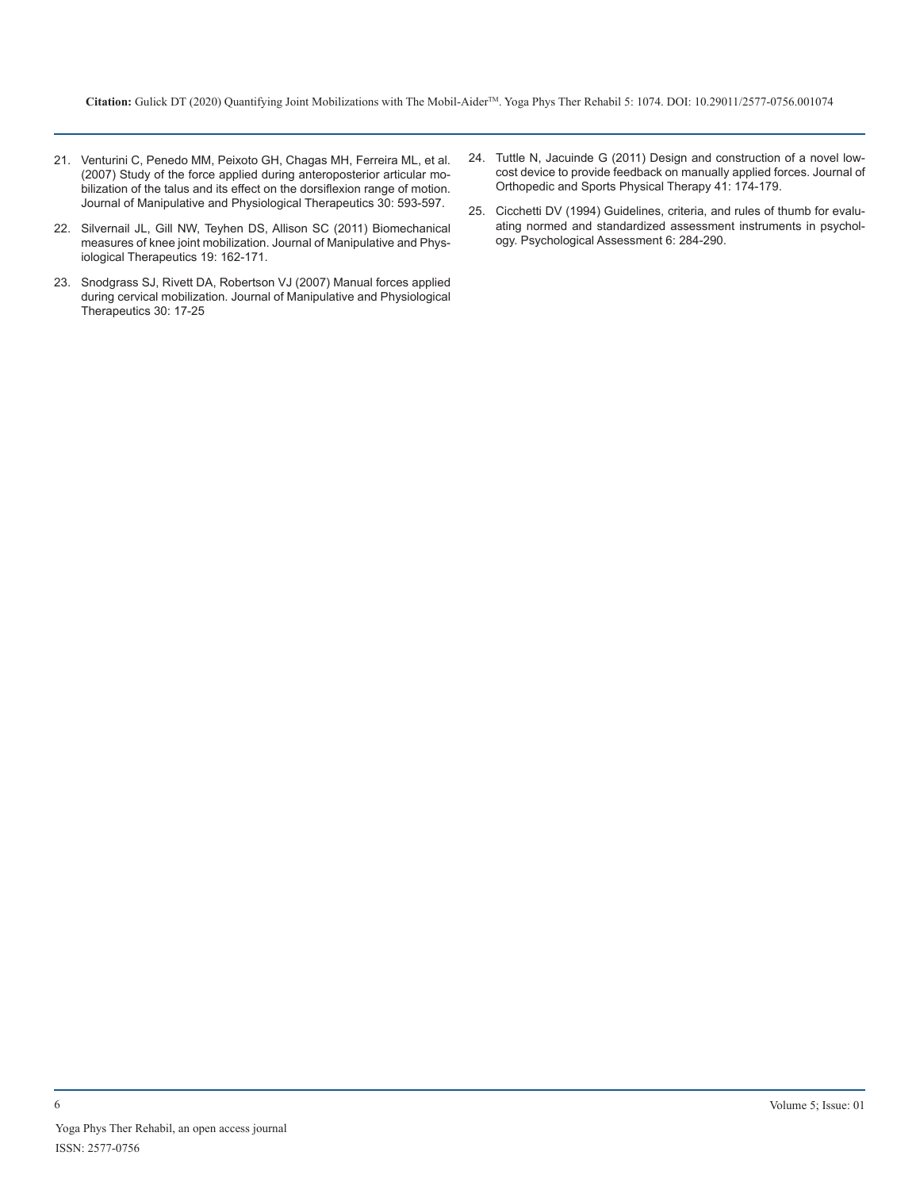21. Venturini C, Penedo MM, Peixoto GH, Chagas MH, Ferreira ML, et al. (2007) Study of the force applied during anteroposterior articular mobilization of the talus and its effect on the dorsiflexion range of motion. Journal of Manipulative and Physiological Therapeutics 30: 593-597.

22. Silvernail JL, Gill NW, Teyhen DS, Allison SC (2011) Biomechanical measures of knee joint mobilization. Journal of Manipulative and Physiological Therapeutics 19: 162-171.

23. Snodgrass SJ, Rivett DA, Robertson VJ (2007) Manual forces applied during cervical mobilization. Journal of Manipulative and Physiological Therapeutics 30: 17-25

24. Tuttle N, Jacuinde G (2011) Design and construction of a novel low-cost device to provide feedback on manually applied forces. Journal of Orthopedic and Sports Physical Therapy 41: 174-179.

25. Cicchetti DV (1994) Guidelines, criteria, and rules of thumb for evaluating normed and standardized assessment instruments in psychology. Psychological Assessment 6: 284-290.